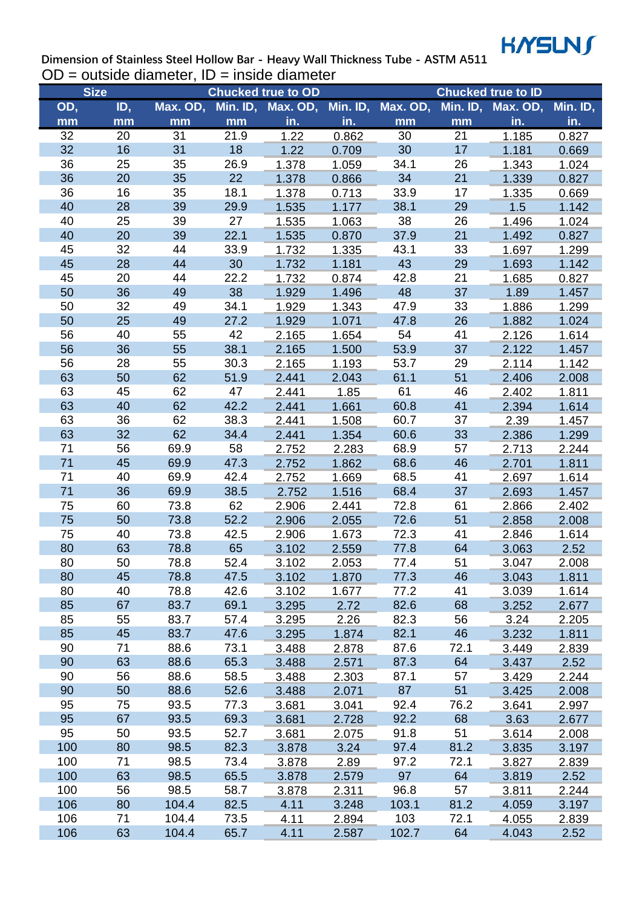KYSUN

**Dimension of Stainless Steel Hollow Bar - Heavy Wall Thickness Tube - ASTM A511**

OD = outside diameter, ID = inside diameter

| Size | | Chucked true to OD | | | | Chucked true to ID | | | |
|---|---|---|---|---|---|---|---|---|---|
| OD, mm | ID, mm | Max. OD, mm | Min. ID, mm | Max. OD, in. | Min. ID, in. | Max. OD, mm | Min. ID, mm | Max. OD, in. | Min. ID, in. |
| 32 | 20 | 31 | 21.9 | 1.22 | 0.862 | 30 | 21 | 1.185 | 0.827 |
| 32 | 16 | 31 | 18 | 1.22 | 0.709 | 30 | 17 | 1.181 | 0.669 |
| 36 | 25 | 35 | 26.9 | 1.378 | 1.059 | 34.1 | 26 | 1.343 | 1.024 |
| 36 | 20 | 35 | 22 | 1.378 | 0.866 | 34 | 21 | 1.339 | 0.827 |
| 36 | 16 | 35 | 18.1 | 1.378 | 0.713 | 33.9 | 17 | 1.335 | 0.669 |
| 40 | 28 | 39 | 29.9 | 1.535 | 1.177 | 38.1 | 29 | 1.5 | 1.142 |
| 40 | 25 | 39 | 27 | 1.535 | 1.063 | 38 | 26 | 1.496 | 1.024 |
| 40 | 20 | 39 | 22.1 | 1.535 | 0.870 | 37.9 | 21 | 1.492 | 0.827 |
| 45 | 32 | 44 | 33.9 | 1.732 | 1.335 | 43.1 | 33 | 1.697 | 1.299 |
| 45 | 28 | 44 | 30 | 1.732 | 1.181 | 43 | 29 | 1.693 | 1.142 |
| 45 | 20 | 44 | 22.2 | 1.732 | 0.874 | 42.8 | 21 | 1.685 | 0.827 |
| 50 | 36 | 49 | 38 | 1.929 | 1.496 | 48 | 37 | 1.89 | 1.457 |
| 50 | 32 | 49 | 34.1 | 1.929 | 1.343 | 47.9 | 33 | 1.886 | 1.299 |
| 50 | 25 | 49 | 27.2 | 1.929 | 1.071 | 47.8 | 26 | 1.882 | 1.024 |
| 56 | 40 | 55 | 42 | 2.165 | 1.654 | 54 | 41 | 2.126 | 1.614 |
| 56 | 36 | 55 | 38.1 | 2.165 | 1.500 | 53.9 | 37 | 2.122 | 1.457 |
| 56 | 28 | 55 | 30.3 | 2.165 | 1.193 | 53.7 | 29 | 2.114 | 1.142 |
| 63 | 50 | 62 | 51.9 | 2.441 | 2.043 | 61.1 | 51 | 2.406 | 2.008 |
| 63 | 45 | 62 | 47 | 2.441 | 1.85 | 61 | 46 | 2.402 | 1.811 |
| 63 | 40 | 62 | 42.2 | 2.441 | 1.661 | 60.8 | 41 | 2.394 | 1.614 |
| 63 | 36 | 62 | 38.3 | 2.441 | 1.508 | 60.7 | 37 | 2.39 | 1.457 |
| 63 | 32 | 62 | 34.4 | 2.441 | 1.354 | 60.6 | 33 | 2.386 | 1.299 |
| 71 | 56 | 69.9 | 58 | 2.752 | 2.283 | 68.9 | 57 | 2.713 | 2.244 |
| 71 | 45 | 69.9 | 47.3 | 2.752 | 1.862 | 68.6 | 46 | 2.701 | 1.811 |
| 71 | 40 | 69.9 | 42.4 | 2.752 | 1.669 | 68.5 | 41 | 2.697 | 1.614 |
| 71 | 36 | 69.9 | 38.5 | 2.752 | 1.516 | 68.4 | 37 | 2.693 | 1.457 |
| 75 | 60 | 73.8 | 62 | 2.906 | 2.441 | 72.8 | 61 | 2.866 | 2.402 |
| 75 | 50 | 73.8 | 52.2 | 2.906 | 2.055 | 72.6 | 51 | 2.858 | 2.008 |
| 75 | 40 | 73.8 | 42.5 | 2.906 | 1.673 | 72.3 | 41 | 2.846 | 1.614 |
| 80 | 63 | 78.8 | 65 | 3.102 | 2.559 | 77.8 | 64 | 3.063 | 2.52 |
| 80 | 50 | 78.8 | 52.4 | 3.102 | 2.053 | 77.4 | 51 | 3.047 | 2.008 |
| 80 | 45 | 78.8 | 47.5 | 3.102 | 1.870 | 77.3 | 46 | 3.043 | 1.811 |
| 80 | 40 | 78.8 | 42.6 | 3.102 | 1.677 | 77.2 | 41 | 3.039 | 1.614 |
| 85 | 67 | 83.7 | 69.1 | 3.295 | 2.72 | 82.6 | 68 | 3.252 | 2.677 |
| 85 | 55 | 83.7 | 57.4 | 3.295 | 2.26 | 82.3 | 56 | 3.24 | 2.205 |
| 85 | 45 | 83.7 | 47.6 | 3.295 | 1.874 | 82.1 | 46 | 3.232 | 1.811 |
| 90 | 71 | 88.6 | 73.1 | 3.488 | 2.878 | 87.6 | 72.1 | 3.449 | 2.839 |
| 90 | 63 | 88.6 | 65.3 | 3.488 | 2.571 | 87.3 | 64 | 3.437 | 2.52 |
| 90 | 56 | 88.6 | 58.5 | 3.488 | 2.303 | 87.1 | 57 | 3.429 | 2.244 |
| 90 | 50 | 88.6 | 52.6 | 3.488 | 2.071 | 87 | 51 | 3.425 | 2.008 |
| 95 | 75 | 93.5 | 77.3 | 3.681 | 3.041 | 92.4 | 76.2 | 3.641 | 2.997 |
| 95 | 67 | 93.5 | 69.3 | 3.681 | 2.728 | 92.2 | 68 | 3.63 | 2.677 |
| 95 | 50 | 93.5 | 52.7 | 3.681 | 2.075 | 91.8 | 51 | 3.614 | 2.008 |
| 100 | 80 | 98.5 | 82.3 | 3.878 | 3.24 | 97.4 | 81.2 | 3.835 | 3.197 |
| 100 | 71 | 98.5 | 73.4 | 3.878 | 2.89 | 97.2 | 72.1 | 3.827 | 2.839 |
| 100 | 63 | 98.5 | 65.5 | 3.878 | 2.579 | 97 | 64 | 3.819 | 2.52 |
| 100 | 56 | 98.5 | 58.7 | 3.878 | 2.311 | 96.8 | 57 | 3.811 | 2.244 |
| 106 | 80 | 104.4 | 82.5 | 4.11 | 3.248 | 103.1 | 81.2 | 4.059 | 3.197 |
| 106 | 71 | 104.4 | 73.5 | 4.11 | 2.894 | 103 | 72.1 | 4.055 | 2.839 |
| 106 | 63 | 104.4 | 65.7 | 4.11 | 2.587 | 102.7 | 64 | 4.043 | 2.52 |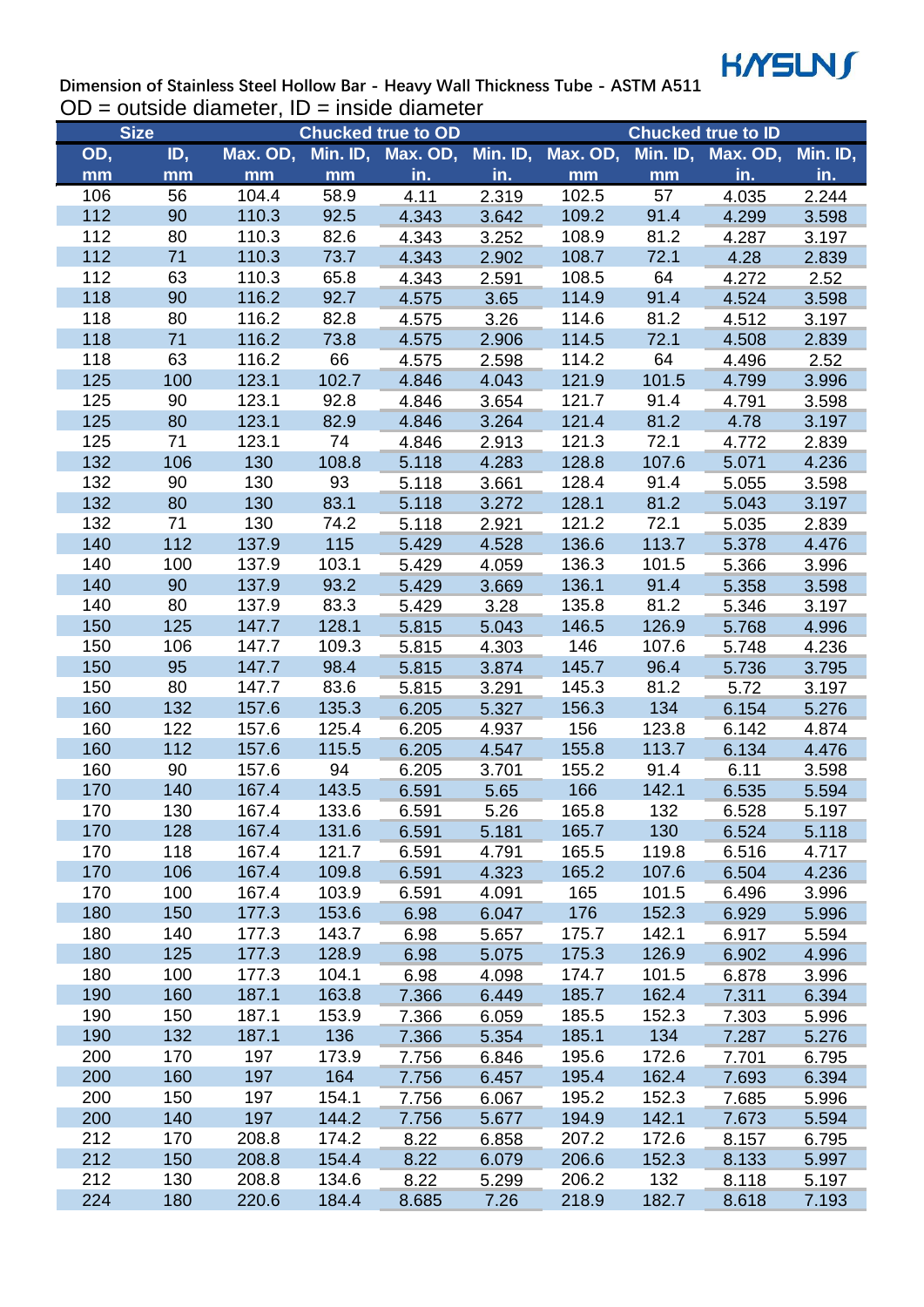KAYSUN

Dimension of Stainless Steel Hollow Bar - Heavy Wall Thickness Tube - ASTM A511

OD = outside diameter, ID = inside diameter

| Size | | Chucked true to OD | | | | Chucked true to ID | | | |
|---|---|---|---|---|---|---|---|---|---|
| OD, mm | ID, mm | Max. OD, mm | Min. ID, mm | Max. OD, in. | Min. ID, in. | Max. OD, mm | Min. ID, mm | Max. OD, in. | Min. ID, in. |
| 106 | 56 | 104.4 | 58.9 | 4.11 | 2.319 | 102.5 | 57 | 4.035 | 2.244 |
| 112 | 90 | 110.3 | 92.5 | 4.343 | 3.642 | 109.2 | 91.4 | 4.299 | 3.598 |
| 112 | 80 | 110.3 | 82.6 | 4.343 | 3.252 | 108.9 | 81.2 | 4.287 | 3.197 |
| 112 | 71 | 110.3 | 73.7 | 4.343 | 2.902 | 108.7 | 72.1 | 4.28 | 2.839 |
| 112 | 63 | 110.3 | 65.8 | 4.343 | 2.591 | 108.5 | 64 | 4.272 | 2.52 |
| 118 | 90 | 116.2 | 92.7 | 4.575 | 3.65 | 114.9 | 91.4 | 4.524 | 3.598 |
| 118 | 80 | 116.2 | 82.8 | 4.575 | 3.26 | 114.6 | 81.2 | 4.512 | 3.197 |
| 118 | 71 | 116.2 | 73.8 | 4.575 | 2.906 | 114.5 | 72.1 | 4.508 | 2.839 |
| 118 | 63 | 116.2 | 66 | 4.575 | 2.598 | 114.2 | 64 | 4.496 | 2.52 |
| 125 | 100 | 123.1 | 102.7 | 4.846 | 4.043 | 121.9 | 101.5 | 4.799 | 3.996 |
| 125 | 90 | 123.1 | 92.8 | 4.846 | 3.654 | 121.7 | 91.4 | 4.791 | 3.598 |
| 125 | 80 | 123.1 | 82.9 | 4.846 | 3.264 | 121.4 | 81.2 | 4.78 | 3.197 |
| 125 | 71 | 123.1 | 74 | 4.846 | 2.913 | 121.3 | 72.1 | 4.772 | 2.839 |
| 132 | 106 | 130 | 108.8 | 5.118 | 4.283 | 128.8 | 107.6 | 5.071 | 4.236 |
| 132 | 90 | 130 | 93 | 5.118 | 3.661 | 128.4 | 91.4 | 5.055 | 3.598 |
| 132 | 80 | 130 | 83.1 | 5.118 | 3.272 | 128.1 | 81.2 | 5.043 | 3.197 |
| 132 | 71 | 130 | 74.2 | 5.118 | 2.921 | 121.2 | 72.1 | 5.035 | 2.839 |
| 140 | 112 | 137.9 | 115 | 5.429 | 4.528 | 136.6 | 113.7 | 5.378 | 4.476 |
| 140 | 100 | 137.9 | 103.1 | 5.429 | 4.059 | 136.3 | 101.5 | 5.366 | 3.996 |
| 140 | 90 | 137.9 | 93.2 | 5.429 | 3.669 | 136.1 | 91.4 | 5.358 | 3.598 |
| 140 | 80 | 137.9 | 83.3 | 5.429 | 3.28 | 135.8 | 81.2 | 5.346 | 3.197 |
| 150 | 125 | 147.7 | 128.1 | 5.815 | 5.043 | 146.5 | 126.9 | 5.768 | 4.996 |
| 150 | 106 | 147.7 | 109.3 | 5.815 | 4.303 | 146 | 107.6 | 5.748 | 4.236 |
| 150 | 95 | 147.7 | 98.4 | 5.815 | 3.874 | 145.7 | 96.4 | 5.736 | 3.795 |
| 150 | 80 | 147.7 | 83.6 | 5.815 | 3.291 | 145.3 | 81.2 | 5.72 | 3.197 |
| 160 | 132 | 157.6 | 135.3 | 6.205 | 5.327 | 156.3 | 134 | 6.154 | 5.276 |
| 160 | 122 | 157.6 | 125.4 | 6.205 | 4.937 | 156 | 123.8 | 6.142 | 4.874 |
| 160 | 112 | 157.6 | 115.5 | 6.205 | 4.547 | 155.8 | 113.7 | 6.134 | 4.476 |
| 160 | 90 | 157.6 | 94 | 6.205 | 3.701 | 155.2 | 91.4 | 6.11 | 3.598 |
| 170 | 140 | 167.4 | 143.5 | 6.591 | 5.65 | 166 | 142.1 | 6.535 | 5.594 |
| 170 | 130 | 167.4 | 133.6 | 6.591 | 5.26 | 165.8 | 132 | 6.528 | 5.197 |
| 170 | 128 | 167.4 | 131.6 | 6.591 | 5.181 | 165.7 | 130 | 6.524 | 5.118 |
| 170 | 118 | 167.4 | 121.7 | 6.591 | 4.791 | 165.5 | 119.8 | 6.516 | 4.717 |
| 170 | 106 | 167.4 | 109.8 | 6.591 | 4.323 | 165.2 | 107.6 | 6.504 | 4.236 |
| 170 | 100 | 167.4 | 103.9 | 6.591 | 4.091 | 165 | 101.5 | 6.496 | 3.996 |
| 180 | 150 | 177.3 | 153.6 | 6.98 | 6.047 | 176 | 152.3 | 6.929 | 5.996 |
| 180 | 140 | 177.3 | 143.7 | 6.98 | 5.657 | 175.7 | 142.1 | 6.917 | 5.594 |
| 180 | 125 | 177.3 | 128.9 | 6.98 | 5.075 | 175.3 | 126.9 | 6.902 | 4.996 |
| 180 | 100 | 177.3 | 104.1 | 6.98 | 4.098 | 174.7 | 101.5 | 6.878 | 3.996 |
| 190 | 160 | 187.1 | 163.8 | 7.366 | 6.449 | 185.7 | 162.4 | 7.311 | 6.394 |
| 190 | 150 | 187.1 | 153.9 | 7.366 | 6.059 | 185.5 | 152.3 | 7.303 | 5.996 |
| 190 | 132 | 187.1 | 136 | 7.366 | 5.354 | 185.1 | 134 | 7.287 | 5.276 |
| 200 | 170 | 197 | 173.9 | 7.756 | 6.846 | 195.6 | 172.6 | 7.701 | 6.795 |
| 200 | 160 | 197 | 164 | 7.756 | 6.457 | 195.4 | 162.4 | 7.693 | 6.394 |
| 200 | 150 | 197 | 154.1 | 7.756 | 6.067 | 195.2 | 152.3 | 7.685 | 5.996 |
| 200 | 140 | 197 | 144.2 | 7.756 | 5.677 | 194.9 | 142.1 | 7.673 | 5.594 |
| 212 | 170 | 208.8 | 174.2 | 8.22 | 6.858 | 207.2 | 172.6 | 8.157 | 6.795 |
| 212 | 150 | 208.8 | 154.4 | 8.22 | 6.079 | 206.6 | 152.3 | 8.133 | 5.997 |
| 212 | 130 | 208.8 | 134.6 | 8.22 | 5.299 | 206.2 | 132 | 8.118 | 5.197 |
| 224 | 180 | 220.6 | 184.4 | 8.685 | 7.26 | 218.9 | 182.7 | 8.618 | 7.193 |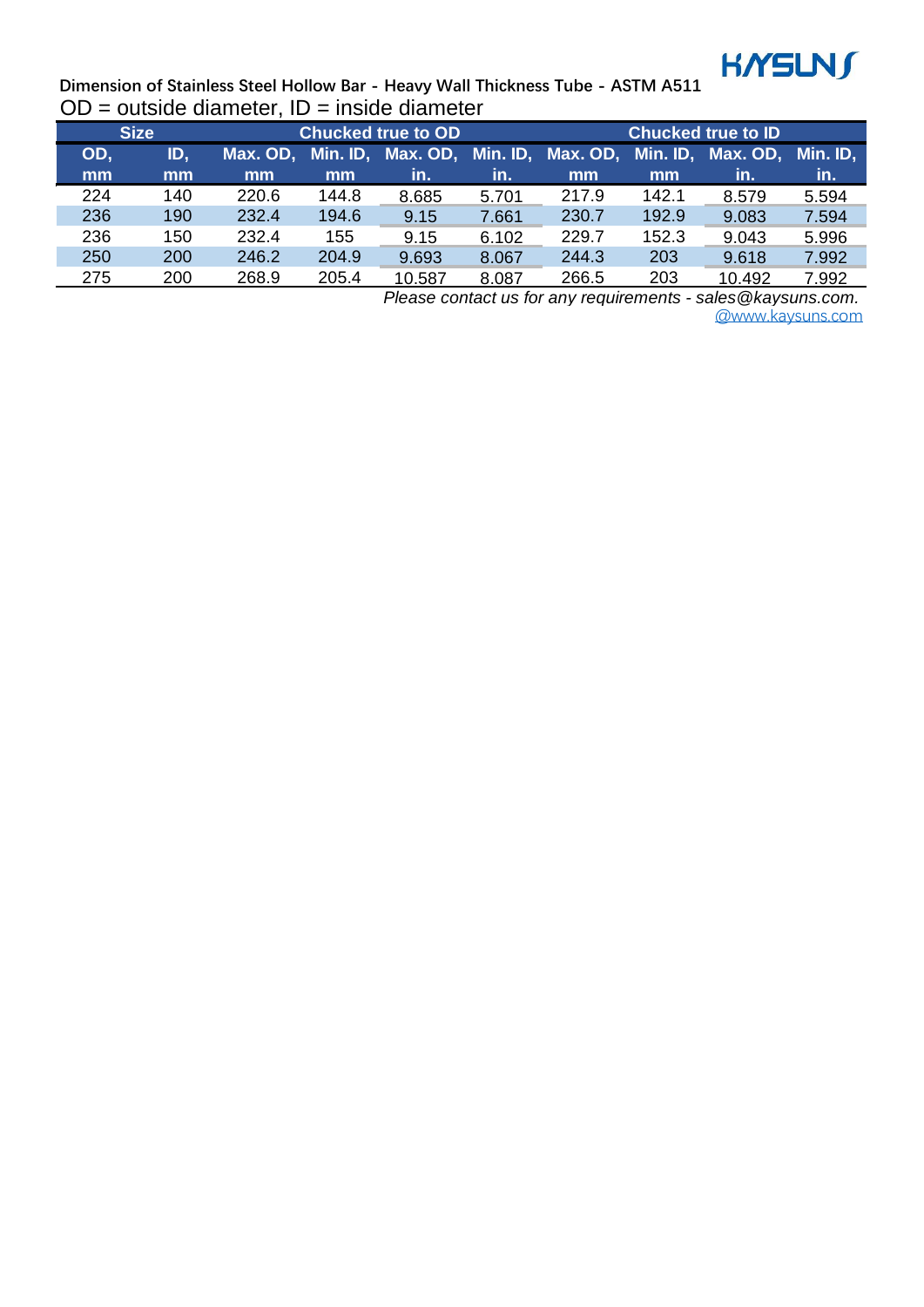Dimension of Stainless Steel Hollow Bar - Heavy Wall Thickness Tube - ASTM A511

OD = outside diameter, ID = inside diameter

| Size | | Chucked true to OD | | | | Chucked true to ID | | | |
|---|---|---|---|---|---|---|---|---|---|
| OD, mm | ID, mm | Max. OD, mm | Min. ID, mm | Max. OD, in. | Min. ID, in. | Max. OD, mm | Min. ID, mm | Max. OD, in. | Min. ID, in. |
| 224 | 140 | 220.6 | 144.8 | 8.685 | 5.701 | 217.9 | 142.1 | 8.579 | 5.594 |
| 236 | 190 | 232.4 | 194.6 | 9.15 | 7.661 | 230.7 | 192.9 | 9.083 | 7.594 |
| 236 | 150 | 232.4 | 155 | 9.15 | 6.102 | 229.7 | 152.3 | 9.043 | 5.996 |
| 250 | 200 | 246.2 | 204.9 | 9.693 | 8.067 | 244.3 | 203 | 9.618 | 7.992 |
| 275 | 200 | 268.9 | 205.4 | 10.587 | 8.087 | 266.5 | 203 | 10.492 | 7.992 |

*Please contact us for any requirements - sales@kaysuns.com.*

@www.kaysuns.com